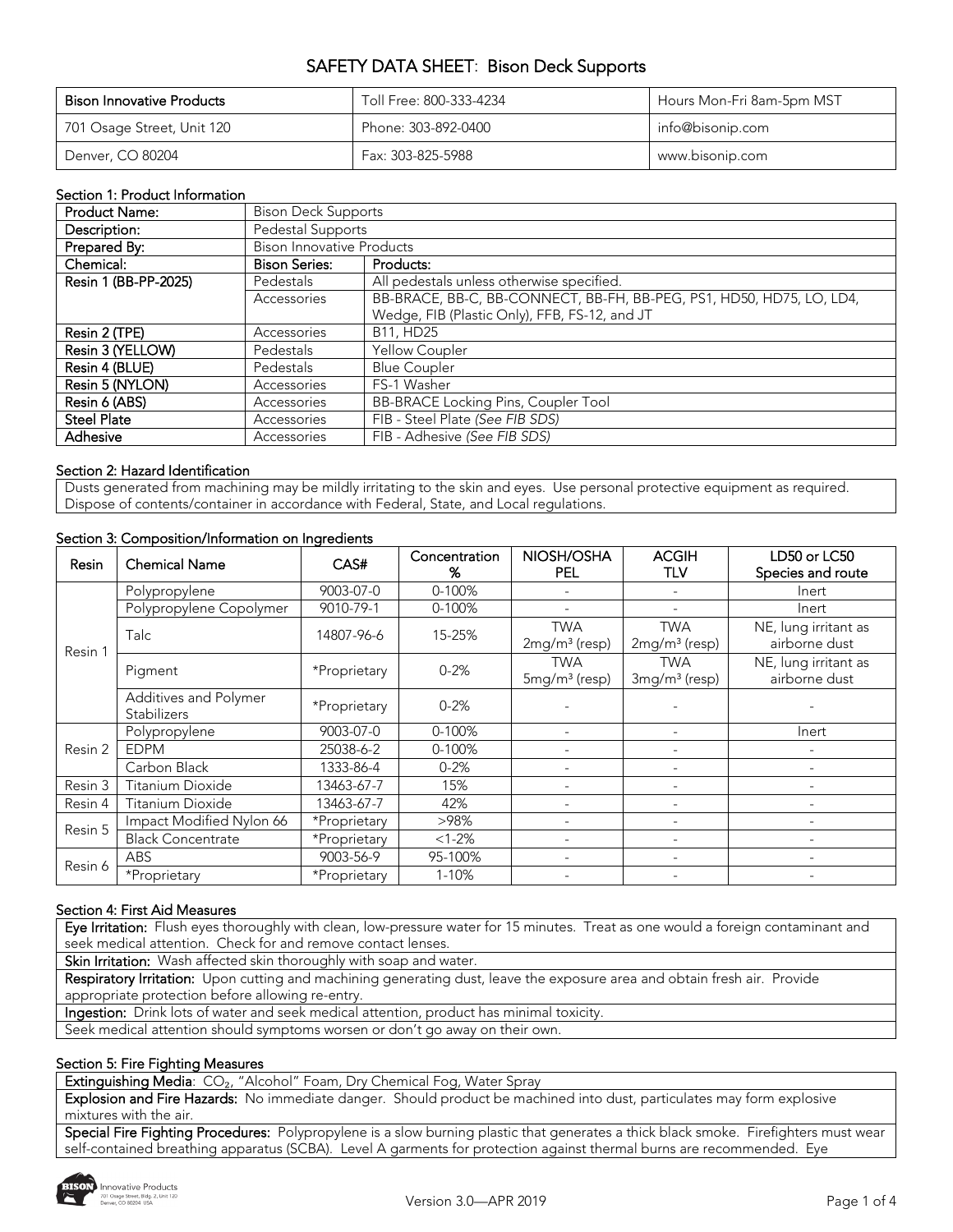# SAFETY DATA SHEET: Bison Deck Supports

| Bison Innovative Products | Toll Free: 800-333-4234 | Hours Mon-Fri 8am-5pm MST |
|---|---|---|
| 701 Osage Street, Unit 120 | Phone: 303-892-0400 | info@bisonip.com |
| Denver, CO 80204 | Fax: 303-825-5988 | www.bisonip.com |

## Section 1: Product Information

| Product Name: | Bison Deck Supports | |
|---|---|---|
| Description: | Pedestal Supports | |
| Prepared By: | Bison Innovative Products | |
| **Chemical:** | **Bison Series:** | **Products:** |
| **Resin 1 (BB-PP-2025)** | Pedestals | All pedestals unless otherwise specified. |
| | Accessories | BB-BRACE, BB-C, BB-CONNECT, BB-FH, BB-PEG, PS1, HD50, HD75, LO, LD4, Wedge, FIB (Plastic Only), FFB, FS-12, and JT |
| **Resin 2 (TPE)** | Accessories | B11, HD25 |
| **Resin 3 (YELLOW)** | Pedestals | Yellow Coupler |
| **Resin 4 (BLUE)** | Pedestals | Blue Coupler |
| **Resin 5 (NYLON)** | Accessories | FS-1 Washer |
| **Resin 6 (ABS)** | Accessories | BB-BRACE Locking Pins, Coupler Tool |
| **Steel Plate** | Accessories | FIB - Steel Plate *(See FIB SDS)* |
| **Adhesive** | Accessories | FIB - Adhesive *(See FIB SDS)* |

## Section 2: Hazard Identification

Dusts generated from machining may be mildly irritating to the skin and eyes. Use personal protective equipment as required. Dispose of contents/container in accordance with Federal, State, and Local regulations.

## Section 3: Composition/Information on Ingredients

| Resin | Chemical Name | CAS# | Concentration % | NIOSH/OSHA PEL | ACGIH TLV | LD50 or LC50 Species and route |
|---|---|---|---|---|---|---|
| Resin 1 | Polypropylene | 9003-07-0 | 0-100% | - | - | Inert |
| | Polypropylene Copolymer | 9010-79-1 | 0-100% | - | - | Inert |
| | Talc | 14807-96-6 | 15-25% | TWA 2mg/m³ (resp) | TWA 2mg/m³ (resp) | NE, lung irritant as airborne dust |
| | Pigment | *Proprietary | 0-2% | TWA 5mg/m³ (resp) | TWA 3mg/m³ (resp) | NE, lung irritant as airborne dust |
| | Additives and Polymer Stabilizers | *Proprietary | 0-2% | - | - | - |
| Resin 2 | Polypropylene | 9003-07-0 | 0-100% | - | - | Inert |
| | EDPM | 25038-6-2 | 0-100% | - | - | - |
| | Carbon Black | 1333-86-4 | 0-2% | - | - | - |
| Resin 3 | Titanium Dioxide | 13463-67-7 | 15% | - | - | - |
| Resin 4 | Titanium Dioxide | 13463-67-7 | 42% | - | - | - |
| Resin 5 | Impact Modified Nylon 66 | *Proprietary | >98% | - | - | - |
| | Black Concentrate | *Proprietary | <1-2% | - | - | - |
| Resin 6 | ABS | 9003-56-9 | 95-100% | - | - | - |
| | *Proprietary | *Proprietary | 1-10% | - | - | - |

## Section 4: First Aid Measures

**Eye Irritation:** Flush eyes thoroughly with clean, low-pressure water for 15 minutes. Treat as one would a foreign contaminant and seek medical attention. Check for and remove contact lenses.

**Skin Irritation:** Wash affected skin thoroughly with soap and water.

**Respiratory Irritation:** Upon cutting and machining generating dust, leave the exposure area and obtain fresh air. Provide appropriate protection before allowing re-entry.

**Ingestion:** Drink lots of water and seek medical attention, product has minimal toxicity.

Seek medical attention should symptoms worsen or don't go away on their own.

## Section 5: Fire Fighting Measures

**Extinguishing Media**: $CO_2$, "Alcohol" Foam, Dry Chemical Fog, Water Spray

**Explosion and Fire Hazards:** No immediate danger. Should product be machined into dust, particulates may form explosive mixtures with the air.

**Special Fire Fighting Procedures:** Polypropylene is a slow burning plastic that generates a thick black smoke. Firefighters must wear self-contained breathing apparatus (SCBA). Level A garments for protection against thermal burns are recommended. Eye

Version 3.0—APR 2019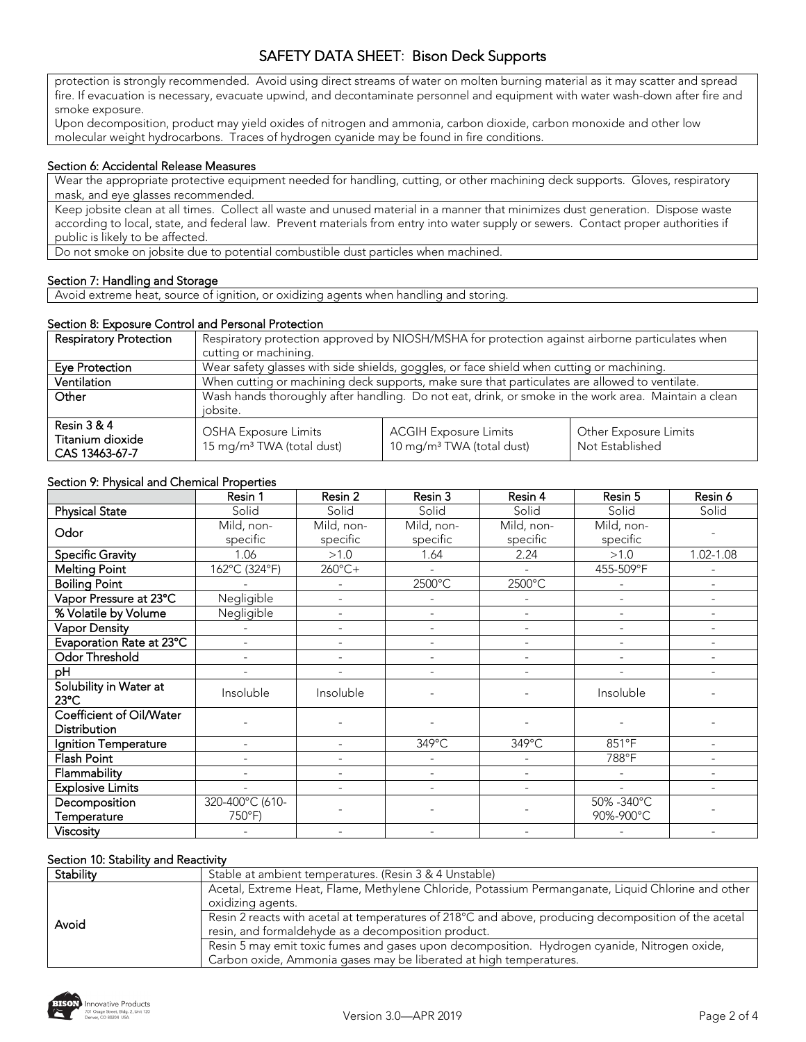protection is strongly recommended. Avoid using direct streams of water on molten burning material as it may scatter and spread fire. If evacuation is necessary, evacuate upwind, and decontaminate personnel and equipment with water wash-down after fire and smoke exposure.
Upon decomposition, product may yield oxides of nitrogen and ammonia, carbon dioxide, carbon monoxide and other low molecular weight hydrocarbons. Traces of hydrogen cyanide may be found in fire conditions.

## Section 6: Accidental Release Measures

Wear the appropriate protective equipment needed for handling, cutting, or other machining deck supports. Gloves, respiratory mask, and eye glasses recommended.

Keep jobsite clean at all times. Collect all waste and unused material in a manner that minimizes dust generation. Dispose waste according to local, state, and federal law. Prevent materials from entry into water supply or sewers. Contact proper authorities if public is likely to be affected.

Do not smoke on jobsite due to potential combustible dust particles when machined.

## Section 7: Handling and Storage

Avoid extreme heat, source of ignition, or oxidizing agents when handling and storing.

## Section 8: Exposure Control and Personal Protection

| **Respiratory Protection** | Respiratory protection approved by NIOSH/MSHA for protection against airborne particulates when cutting or machining. | | |
|---|---|---|---|
| **Eye Protection** | Wear safety glasses with side shields, goggles, or face shield when cutting or machining. | | |
| **Ventilation** | When cutting or machining deck supports, make sure that particulates are allowed to ventilate. | | |
| **Other** | Wash hands thoroughly after handling. Do not eat, drink, or smoke in the work area. Maintain a clean jobsite. | | |
| **Resin 3 & 4 Titanium dioxide CAS 13463-67-7** | OSHA Exposure Limits 15 mg/m³ TWA (total dust) | ACGIH Exposure Limits 10 mg/m³ TWA (total dust) | Other Exposure Limits Not Established |

## Section 9: Physical and Chemical Properties

| | Resin 1 | Resin 2 | Resin 3 | Resin 4 | Resin 5 | Resin 6 |
|---|---|---|---|---|---|---|
| **Physical State** | Solid | Solid | Solid | Solid | Solid | Solid |
| **Odor** | Mild, non-specific | Mild, non-specific | Mild, non-specific | Mild, non-specific | Mild, non-specific | - |
| **Specific Gravity** | 1.06 | >1.0 | 1.64 | 2.24 | >1.0 | 1.02-1.08 |
| **Melting Point** | 162°C (324°F) | 260°C+ | - | - | 455-509°F | - |
| **Boiling Point** | - | - | 2500°C | 2500°C | - | - |
| **Vapor Pressure at 23°C** | Negligible | - | - | - | - | - |
| **% Volatile by Volume** | Negligible | - | - | - | - | - |
| **Vapor Density** | - | - | - | - | - | - |
| **Evaporation Rate at 23°C** | - | - | - | - | - | - |
| **Odor Threshold** | - | - | - | - | - | - |
| **pH** | - | - | - | - | - | - |
| **Solubility in Water at 23°C** | Insoluble | Insoluble | - | - | Insoluble | - |
| **Coefficient of Oil/Water Distribution** | - | - | - | - | - | - |
| **Ignition Temperature** | - | - | 349°C | 349°C | 851°F | - |
| **Flash Point** | - | - | - | - | 788°F | - |
| **Flammability** | - | - | - | - | - | - |
| **Explosive Limits** | - | - | - | - | - | - |
| **Decomposition Temperature** | 320-400°C (610-750°F) | - | - | - | 50% -340°C 90%-900°C | - |
| **Viscosity** | - | - | - | - | - | - |

## Section 10: Stability and Reactivity

| **Stability** | Stable at ambient temperatures. (Resin 3 & 4 Unstable) |
|---|---|
| **Avoid** | Acetal, Extreme Heat, Flame, Methylene Chloride, Potassium Permanganate, Liquid Chlorine and other oxidizing agents. |
| | Resin 2 reacts with acetal at temperatures of 218°C and above, producing decomposition of the acetal resin, and formaldehyde as a decomposition product. |
| | Resin 5 may emit toxic fumes and gases upon decomposition. Hydrogen cyanide, Nitrogen oxide, Carbon oxide, Ammonia gases may be liberated at high temperatures. |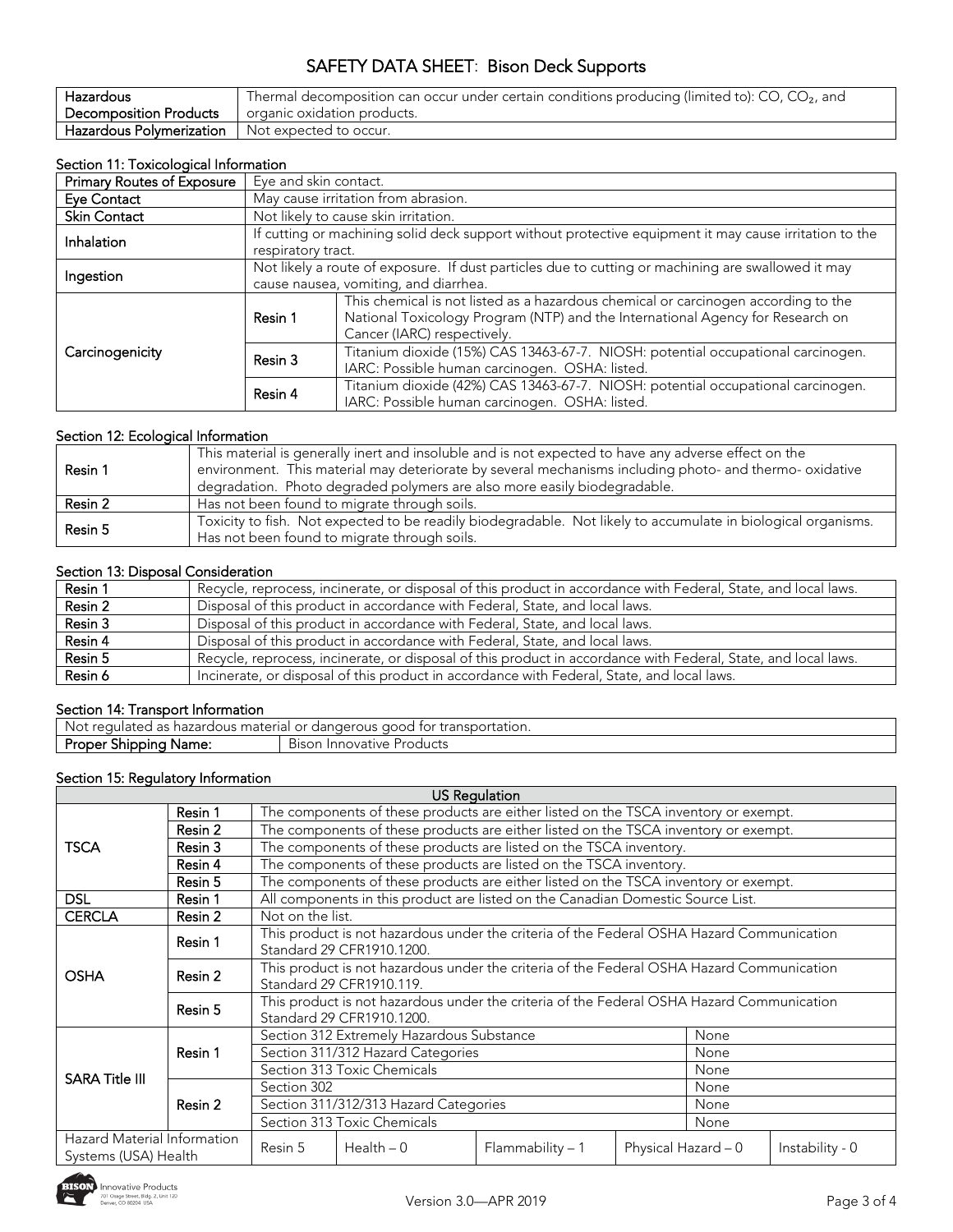| Hazardous Decomposition Products | Thermal decomposition can occur under certain conditions producing (limited to): CO, $CO_2$, and organic oxidation products. |
|---|---|
| Hazardous Polymerization | Not expected to occur. |

### Section 11: Toxicological Information

| Primary Routes of Exposure | Eye and skin contact. | |
|---|---|---|
| Eye Contact | May cause irritation from abrasion. | |
| Skin Contact | Not likely to cause skin irritation. | |
| Inhalation | If cutting or machining solid deck support without protective equipment it may cause irritation to the respiratory tract. | |
| Ingestion | Not likely a route of exposure. If dust particles due to cutting or machining are swallowed it may cause nausea, vomiting, and diarrhea. | |
| Carcinogenicity | Resin 1 | This chemical is not listed as a hazardous chemical or carcinogen according to the National Toxicology Program (NTP) and the International Agency for Research on Cancer (IARC) respectively. |
| | Resin 3 | Titanium dioxide (15%) CAS 13463-67-7. NIOSH: potential occupational carcinogen. IARC: Possible human carcinogen. OSHA: listed. |
| | Resin 4 | Titanium dioxide (42%) CAS 13463-67-7. NIOSH: potential occupational carcinogen. IARC: Possible human carcinogen. OSHA: listed. |

### Section 12: Ecological Information

| Resin 1 | This material is generally inert and insoluble and is not expected to have any adverse effect on the environment. This material may deteriorate by several mechanisms including photo- and thermo- oxidative degradation. Photo degraded polymers are also more easily biodegradable. |
|---|---|
| Resin 2 | Has not been found to migrate through soils. |
| Resin 5 | Toxicity to fish. Not expected to be readily biodegradable. Not likely to accumulate in biological organisms. Has not been found to migrate through soils. |

### Section 13: Disposal Consideration

| Resin 1 | Recycle, reprocess, incinerate, or disposal of this product in accordance with Federal, State, and local laws. |
|---|---|
| Resin 2 | Disposal of this product in accordance with Federal, State, and local laws. |
| Resin 3 | Disposal of this product in accordance with Federal, State, and local laws. |
| Resin 4 | Disposal of this product in accordance with Federal, State, and local laws. |
| Resin 5 | Recycle, reprocess, incinerate, or disposal of this product in accordance with Federal, State, and local laws. |
| Resin 6 | Incinerate, or disposal of this product in accordance with Federal, State, and local laws. |

### Section 14: Transport Information

| Not regulated as hazardous material or dangerous good for transportation. | |
|---|---|
| Proper Shipping Name: | Bison Innovative Products |

### Section 15: Regulatory Information

| US Regulation | | | | | | |
|---|---|---|---|---|---|---|
| TSCA | Resin 1 | The components of these products are either listed on the TSCA inventory or exempt. | | | | |
| | Resin 2 | The components of these products are either listed on the TSCA inventory or exempt. | | | | |
| | Resin 3 | The components of these products are listed on the TSCA inventory. | | | | |
| | Resin 4 | The components of these products are listed on the TSCA inventory. | | | | |
| | Resin 5 | The components of these products are either listed on the TSCA inventory or exempt. | | | | |
| DSL | Resin 1 | All components in this product are listed on the Canadian Domestic Source List. | | | | |
| CERCLA | Resin 2 | Not on the list. | | | | |
| OSHA | Resin 1 | This product is not hazardous under the criteria of the Federal OSHA Hazard Communication Standard 29 CFR1910.1200. | | | | |
| | Resin 2 | This product is not hazardous under the criteria of the Federal OSHA Hazard Communication Standard 29 CFR1910.119. | | | | |
| | Resin 5 | This product is not hazardous under the criteria of the Federal OSHA Hazard Communication Standard 29 CFR1910.1200. | | | | |
| SARA Title III | Resin 1 | Section 312 Extremely Hazardous Substance | | | None | |
| | | Section 311/312 Hazard Categories | | | None | |
| | | Section 313 Toxic Chemicals | | | None | |
| | Resin 2 | Section 302 | | | None | |
| | | Section 311/312/313 Hazard Categories | | | None | |
| | | Section 313 Toxic Chemicals | | | None | |
| Hazard Material Information Systems (USA) Health | | Resin 5 | Health – 0 | Flammability – 1 | Physical Hazard – 0 | Instability - 0 |

Version 3.0—APR 2019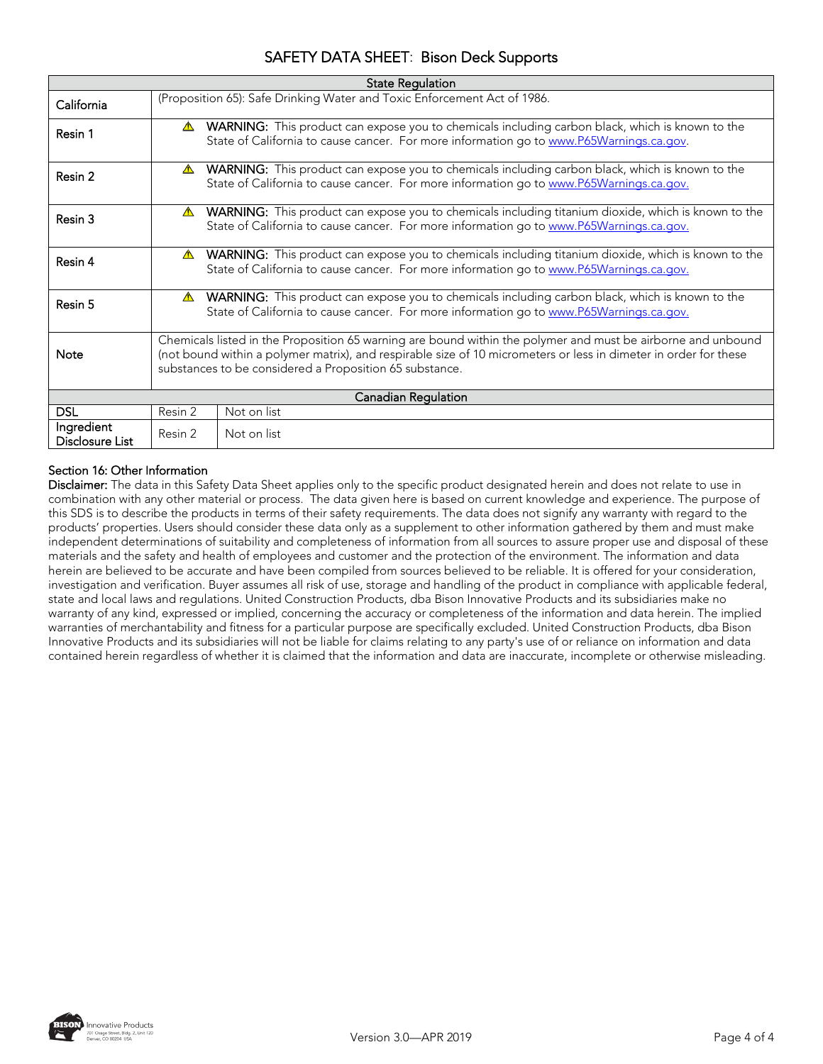| State Regulation | | |
|---|---|---|
| California | (Proposition 65): Safe Drinking Water and Toxic Enforcement Act of 1986. | |
| Resin 1 | ⚠ **WARNING:** This product can expose you to chemicals including carbon black, which is known to the State of California to cause cancer. For more information go to www.P65Warnings.ca.gov. | |
| Resin 2 | ⚠ **WARNING:** This product can expose you to chemicals including carbon black, which is known to the State of California to cause cancer. For more information go to www.P65Warnings.ca.gov. | |
| Resin 3 | ⚠ **WARNING:** This product can expose you to chemicals including titanium dioxide, which is known to the State of California to cause cancer. For more information go to www.P65Warnings.ca.gov. | |
| Resin 4 | ⚠ **WARNING:** This product can expose you to chemicals including titanium dioxide, which is known to the State of California to cause cancer. For more information go to www.P65Warnings.ca.gov. | |
| Resin 5 | ⚠ **WARNING:** This product can expose you to chemicals including carbon black, which is known to the State of California to cause cancer. For more information go to www.P65Warnings.ca.gov. | |
| Note | Chemicals listed in the Proposition 65 warning are bound within the polymer and must be airborne and unbound (not bound within a polymer matrix), and respirable size of 10 micrometers or less in dimeter in order for these substances to be considered a Proposition 65 substance. | |
| Canadian Regulation | | |
| DSL | Resin 2 | Not on list |
| Ingredient Disclosure List | Resin 2 | Not on list |

## Section 16: Other Information

**Disclaimer:** The data in this Safety Data Sheet applies only to the specific product designated herein and does not relate to use in combination with any other material or process. The data given here is based on current knowledge and experience. The purpose of this SDS is to describe the products in terms of their safety requirements. The data does not signify any warranty with regard to the products' properties. Users should consider these data only as a supplement to other information gathered by them and must make independent determinations of suitability and completeness of information from all sources to assure proper use and disposal of these materials and the safety and health of employees and customer and the protection of the environment. The information and data herein are believed to be accurate and have been compiled from sources believed to be reliable. It is offered for your consideration, investigation and verification. Buyer assumes all risk of use, storage and handling of the product in compliance with applicable federal, state and local laws and regulations. United Construction Products, dba Bison Innovative Products and its subsidiaries make no warranty of any kind, expressed or implied, concerning the accuracy or completeness of the information and data herein. The implied warranties of merchantability and fitness for a particular purpose are specifically excluded. United Construction Products, dba Bison Innovative Products and its subsidiaries will not be liable for claims relating to any party's use of or reliance on information and data contained herein regardless of whether it is claimed that the information and data are inaccurate, incomplete or otherwise misleading.